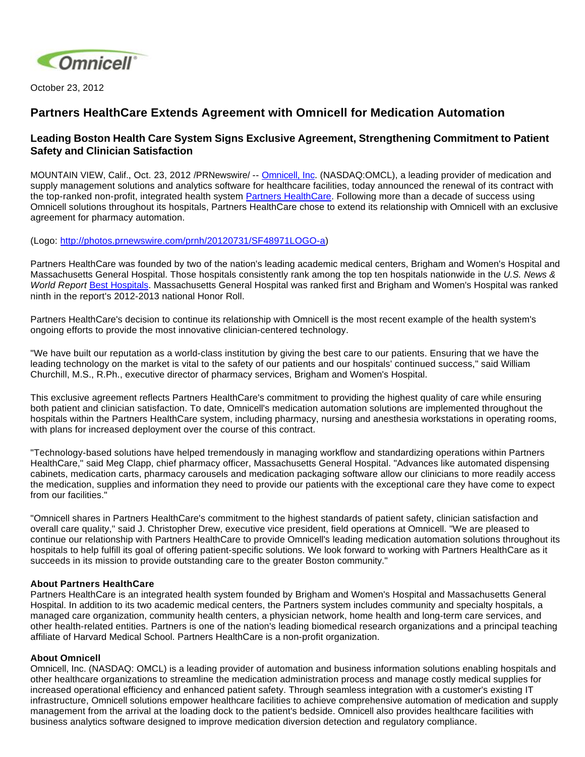October 23, 2012

# Partners HealthCare Extends Agreement with Omnicell for Medication Automation

## Leading Boston Health Care System Signs Exclusive Agreement, Strengthening Commitment to Patient Safety and Clinician Satisfaction

MOUNTAIN VIEW, Calif., Oct. 23, 2012 /PRNewswire/ -- Omnicell, Inc. (NASDAQ:OMCL), a leading provider of medication and supply management solutions and analytics software for healthcare facilities, today announced the renewal of its contract with the top-ranked non-profit, integrated health system Partners HealthCare. Following more than a decade of success using Omnicell solutions throughout its hospitals, Partners HealthCare chose to extend its relationship with Omnicell with an exclusive agreement for pharmacy automation.

(Logo: http://photos.prnewswire.com/prnh/20120731/SF48971LOGO-a)

Partners HealthCare was founded by two of the nation's leading academic medical centers, Brigham and Women's Hospital and Massachusetts General Hospital. Those hospitals consistently rank among the top ten hospitals nationwide in the *U.S. News & World Report* Best Hospitals. Massachusetts General Hospital was ranked first and Brigham and Women's Hospital was ranked ninth in the report's 2012-2013 national Honor Roll.

Partners HealthCare's decision to continue its relationship with Omnicell is the most recent example of the health system's ongoing efforts to provide the most innovative clinician-centered technology.

"We have built our reputation as a world-class institution by giving the best care to our patients. Ensuring that we have the leading technology on the market is vital to the safety of our patients and our hospitals' continued success," said William Churchill, M.S., R.Ph., executive director of pharmacy services, Brigham and Women's Hospital.

This exclusive agreement reflects Partners HealthCare's commitment to providing the highest quality of care while ensuring both patient and clinician satisfaction. To date, Omnicell's medication automation solutions are implemented throughout the hospitals within the Partners HealthCare system, including pharmacy, nursing and anesthesia workstations in operating rooms, with plans for increased deployment over the course of this contract.

"Technology-based solutions have helped tremendously in managing workflow and standardizing operations within Partners HealthCare," said Meg Clapp, chief pharmacy officer, Massachusetts General Hospital. "Advances like automated dispensing cabinets, medication carts, pharmacy carousels and medication packaging software allow our clinicians to more readily access the medication, supplies and information they need to provide our patients with the exceptional care they have come to expect from our facilities."

"Omnicell shares in Partners HealthCare's commitment to the highest standards of patient safety, clinician satisfaction and overall care quality," said J. Christopher Drew, executive vice president, field operations at Omnicell. "We are pleased to continue our relationship with Partners HealthCare to provide Omnicell's leading medication automation solutions throughout its hospitals to help fulfill its goal of offering patient-specific solutions. We look forward to working with Partners HealthCare as it succeeds in its mission to provide outstanding care to the greater Boston community."

**About Partners HealthCare**

Partners HealthCare is an integrated health system founded by Brigham and Women's Hospital and Massachusetts General Hospital. In addition to its two academic medical centers, the Partners system includes community and specialty hospitals, a managed care organization, community health centers, a physician network, home health and long-term care services, and other health-related entities. Partners is one of the nation's leading biomedical research organizations and a principal teaching affiliate of Harvard Medical School. Partners HealthCare is a non-profit organization.

**About Omnicell**

Omnicell, Inc. (NASDAQ: OMCL) is a leading provider of automation and business information solutions enabling hospitals and other healthcare organizations to streamline the medication administration process and manage costly medical supplies for increased operational efficiency and enhanced patient safety. Through seamless integration with a customer's existing IT infrastructure, Omnicell solutions empower healthcare facilities to achieve comprehensive automation of medication and supply management from the arrival at the loading dock to the patient's bedside. Omnicell also provides healthcare facilities with business analytics software designed to improve medication diversion detection and regulatory compliance.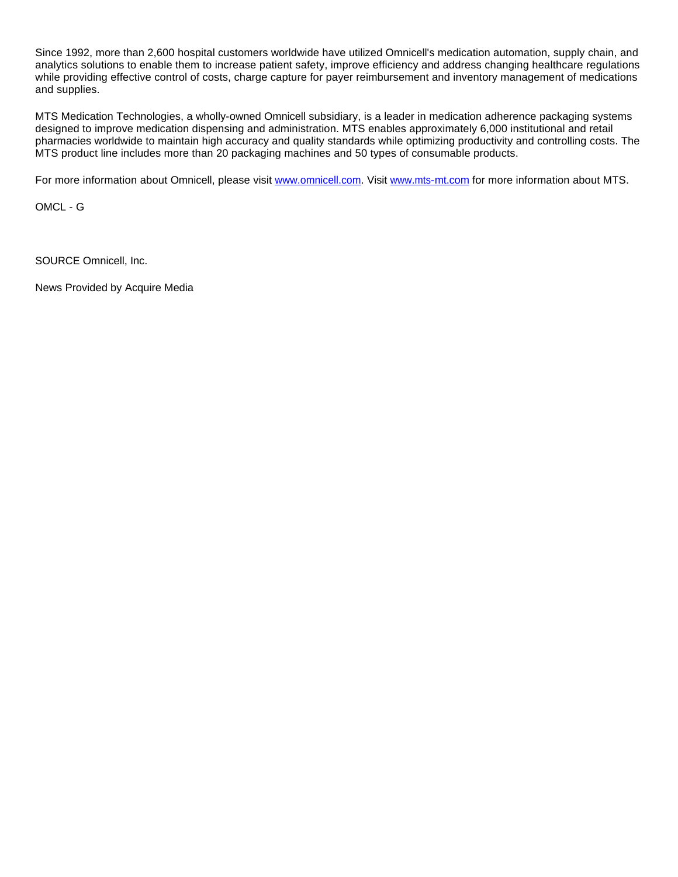Since 1992, more than 2,600 hospital customers worldwide have utilized Omnicell's medication automation, supply chain, and analytics solutions to enable them to increase patient safety, improve efficiency and address changing healthcare regulations while providing effective control of costs, charge capture for payer reimbursement and inventory management of medications and supplies.

MTS Medication Technologies, a wholly-owned Omnicell subsidiary, is a leader in medication adherence packaging systems designed to improve medication dispensing and administration. MTS enables approximately 6,000 institutional and retail pharmacies worldwide to maintain high accuracy and quality standards while optimizing productivity and controlling costs. The MTS product line includes more than 20 packaging machines and 50 types of consumable products.

For more information about Omnicell, please visit [www.omnicell.com](http://www.omnicell.com). Visit [www.mts-mt.com](http://www.mts-mt.com) for more information about MTS.

OMCL - G

SOURCE Omnicell, Inc.

News Provided by Acquire Media